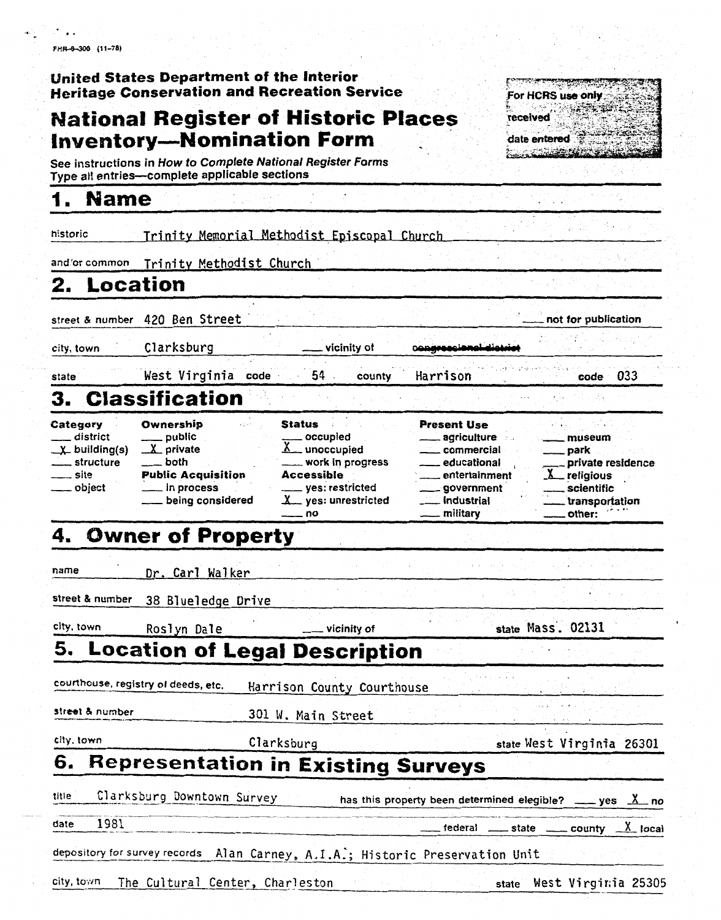FHR-8-300 (11-78)

**United States Department of the Interior**
**Heritage Conservation and Recreation Service**

# National Register of Historic Places Inventory—Nomination Form

For HCRS use only
received
date entered

See instructions in *How to Complete National Register Forms*
Type all entries—complete applicable sections

## 1. Name

historic Trinity Memorial Methodist Episcopal Church

and/or common Trinity Methodist Church

## 2. Location

street & number 420 Ben Street ___ not for publication

city, town Clarksburg ___ vicinity of ~~congressional district~~

state West Virginia code 54 county Harrison code 033

## 3. Classification

| Category | Ownership | Status | Present Use | |
|---|---|---|---|---|
| ___ district | ___ public | ___ occupied | ___ agriculture | ___ museum |
| X building(s) | X private | X unoccupied | ___ commercial | ___ park |
| ___ structure | ___ both | ___ work in progress | ___ educational | ___ private residence |
| ___ site | **Public Acquisition** | **Accessible** | ___ entertainment | X religious |
| ___ object | ___ in process | ___ yes: restricted | ___ government | ___ scientific |
| | ___ being considered | X yes: unrestricted | ___ industrial | ___ transportation |
| | | ___ no | ___ military | ___ other: |

## 4. Owner of Property

name Dr. Carl Walker

street & number 38 Blueledge Drive

city, town Roslyn Dale ___ vicinity of state Mass. 02131

## 5. Location of Legal Description

courthouse, registry of deeds, etc. Harrison County Courthouse

street & number 301 W. Main Street

city, town Clarksburg state West Virginia 26301

## 6. Representation in Existing Surveys

title Clarksburg Downtown Survey has this property been determined elegible? ___ yes X no

date 1981 ___ federal ___ state ___ county X local

depository for survey records Alan Carney, A.I.A.; Historic Preservation Unit

city, town The Cultural Center, Charleston state West Virginia 25305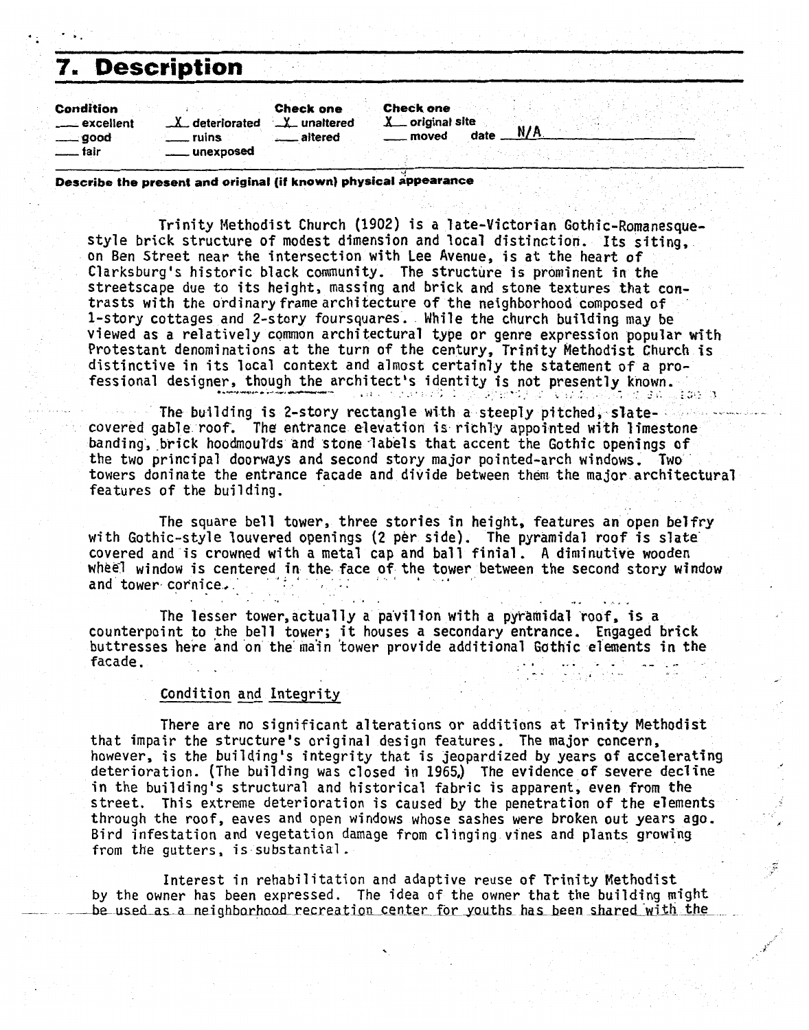## 7. Description

| Condition | | Check one | Check one |
|---|---|---|---|
| ___ excellent | _X_ deteriorated | _X_ unaltered | _X_ original site |
| ___ good | ___ ruins | ___ altered | ___ moved date N/A |
| ___ fair | ___ unexposed | | |

**Describe the present and original (if known) physical appearance**

Trinity Methodist Church (1902) is a late-Victorian Gothic-Romanesque-style brick structure of modest dimension and local distinction. Its siting, on Ben Street near the intersection with Lee Avenue, is at the heart of Clarksburg's historic black community. The structure is prominent in the streetscape due to its height, massing and brick and stone textures that contrasts with the ordinary frame architecture of the neighborhood composed of 1-story cottages and 2-story foursquares. While the church building may be viewed as a relatively common architectural type or genre expression popular with Protestant denominations at the turn of the century, Trinity Methodist Church is distinctive in its local context and almost certainly the statement of a professional designer, though the architect's identity is not presently known.

The building is 2-story rectangle with a steeply pitched, slate-covered gable roof. The entrance elevation is richly appointed with limestone banding, brick hoodmoulds and stone labels that accent the Gothic openings of the two principal doorways and second story major pointed-arch windows. Two towers donimate the entrance facade and divide between them the major architectural features of the building.

The square bell tower, three stories in height, features an open belfry with Gothic-style louvered openings (2 per side). The pyramidal roof is slate covered and is crowned with a metal cap and ball finial. A diminutive wooden wheel window is centered in the face of the tower between the second story window and tower cornice.

The lesser tower, actually a pavilion with a pyramidal roof, is a counterpoint to the bell tower; it houses a secondary entrance. Engaged brick buttresses here and on the main tower provide additional Gothic elements in the facade.

Condition and Integrity

There are no significant alterations or additions at Trinity Methodist that impair the structure's original design features. The major concern, however, is the building's integrity that is jeopardized by years of accelerating deterioration. (The building was closed in 1965.) The evidence of severe decline in the building's structural and historical fabric is apparent, even from the street. This extreme deterioration is caused by the penetration of the elements through the roof, eaves and open windows whose sashes were broken out years ago. Bird infestation and vegetation damage from clinging vines and plants growing from the gutters, is substantial.

Interest in rehabilitation and adaptive reuse of Trinity Methodist by the owner has been expressed. The idea of the owner that the building might be used as a neighborhood recreation center for youths has been shared with the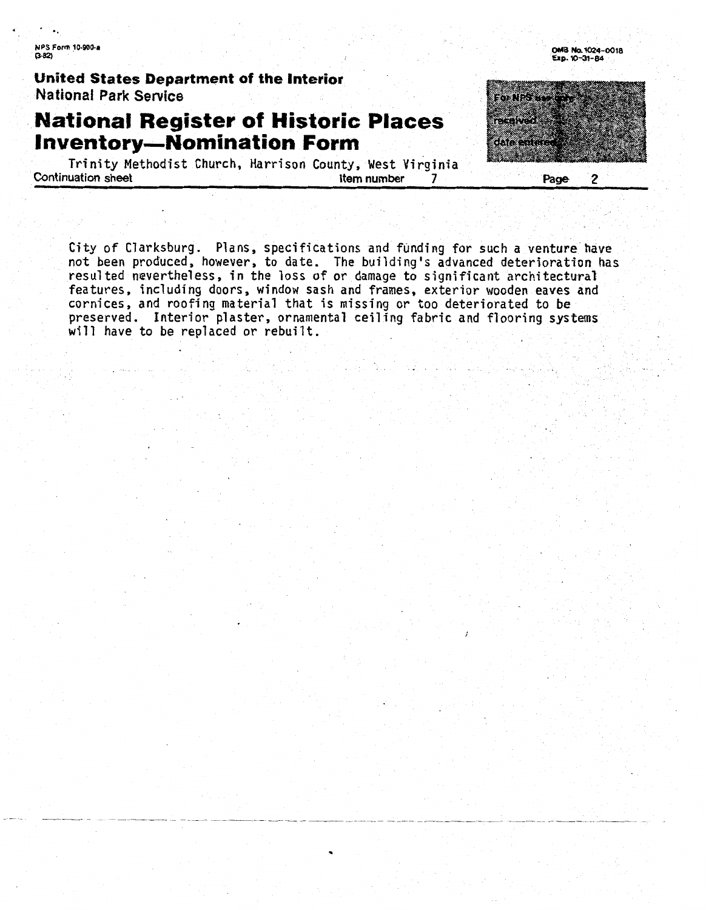City of Clarksburg. Plans, specifications and funding for such a venture have not been produced, however, to date. The building's advanced deterioration has resulted nevertheless, in the loss of or damage to significant architectural features, including doors, window sash and frames, exterior wooden eaves and cornices, and roofing material that is missing or too deteriorated to be preserved. Interior plaster, ornamental ceiling fabric and flooring systems will have to be replaced or rebuilt.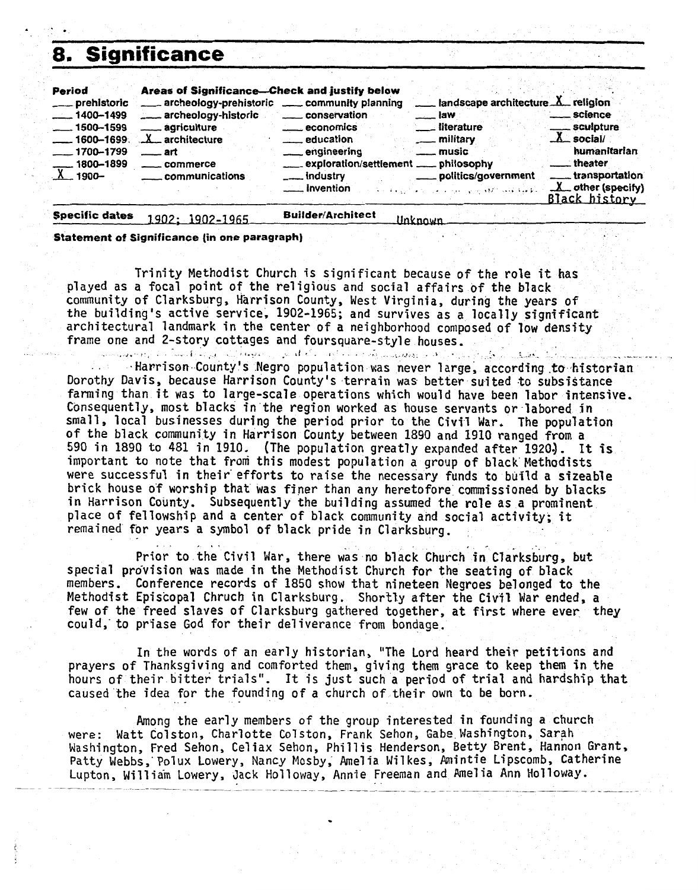## 8. Significance

| Period | Areas of Significance—Check and justify below | | | |
|---|---|---|---|---|
| ___ prehistoric | ___ archeology-prehistoric | ___ community planning | ___ landscape architecture | X religion |
| ___ 1400–1499 | ___ archeology-historic | ___ conservation | ___ law | ___ science |
| ___ 1500–1599 | ___ agriculture | ___ economics | ___ literature | ___ sculpture |
| ___ 1600–1699 | X architecture | ___ education | ___ military | X social/humanitarian |
| ___ 1700–1799 | ___ art | ___ engineering | ___ music | ___ theater |
| ___ 1800–1899 | ___ commerce | ___ exploration/settlement | ___ philosophy | ___ transportation |
| X 1900– | ___ communications | ___ industry | ___ politics/government | X other (specify) |
| | | ___ invention | | Black history |

**Specific dates** 1902; 1902-1965 **Builder/Architect** Unknown

**Statement of Significance (in one paragraph)**

Trinity Methodist Church is significant because of the role it has played as a focal point of the religious and social affairs of the black community of Clarksburg, Harrison County, West Virginia, during the years of the building's active service, 1902-1965; and survives as a locally significant architectural landmark in the center of a neighborhood composed of low density frame one and 2-story cottages and foursquare-style houses.

Harrison County's Negro population was never large, according to historian Dorothy Davis, because Harrison County's terrain was better suited to subsistance farming than it was to large-scale operations which would have been labor intensive. Consequently, most blacks in the region worked as house servants or labored in small, local businesses during the period prior to the Civil War. The population of the black community in Harrison County between 1890 and 1910 ranged from a 590 in 1890 to 481 in 1910. (The population greatly expanded after 1920). It is important to note that from this modest population a group of black Methodists were successful in their efforts to raise the necessary funds to build a sizeable brick house of worship that was finer than any heretofore commissioned by blacks in Harrison County. Subsequently the building assumed the role as a prominent place of fellowship and a center of black community and social activity; it remained for years a symbol of black pride in Clarksburg.

Prior to the Civil War, there was no black Church in Clarksburg, but special provision was made in the Methodist Church for the seating of black members. Conference records of 1850 show that nineteen Negroes belonged to the Methodist Episcopal Chruch in Clarksburg. Shortly after the Civil War ended, a few of the freed slaves of Clarksburg gathered together, at first where ever they could, to priase God for their deliverance from bondage.

In the words of an early historian, "The Lord heard their petitions and prayers of Thanksgiving and comforted them, giving them grace to keep them in the hours of their bitter trials". It is just such a period of trial and hardship that caused the idea for the founding of a church of their own to be born.

Among the early members of the group interested in founding a church were: Watt Colston, Charlotte Colston, Frank Sehon, Gabe Washington, Sarah Washington, Fred Sehon, Celiax Sehon, Phillis Henderson, Betty Brent, Hannon Grant, Patty Webbs, Polux Lowery, Nancy Mosby, Amelia Wilkes, Amintie Lipscomb, Catherine Lupton, William Lowery, Jack Holloway, Annie Freeman and Amelia Ann Holloway.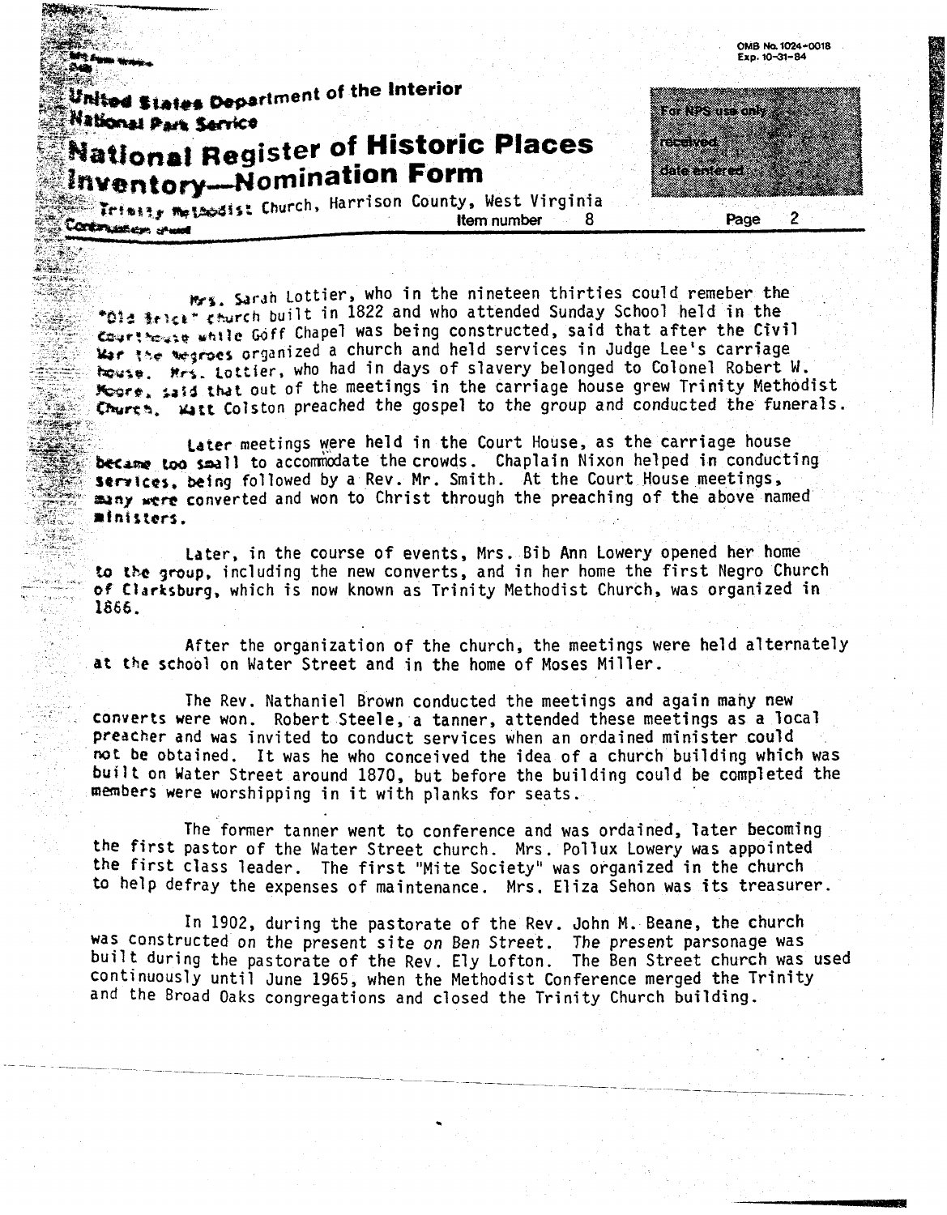Mrs. Sarah Lottier, who in the nineteen thirties could remeber the "Old Brick" church built in 1822 and who attended Sunday School held in the Courthouse while Goff Chapel was being constructed, said that after the Civil War the Negroes organized a church and held services in Judge Lee's carriage house. Mrs. Lottier, who had in days of slavery belonged to Colonel Robert W. Moore, said that out of the meetings in the carriage house grew Trinity Methodist Church. Watt Colston preached the gospel to the group and conducted the funerals.

Later meetings were held in the Court House, as the carriage house became too small to accommodate the crowds. Chaplain Nixon helped in conducting services, being followed by a Rev. Mr. Smith. At the Court House meetings, many were converted and won to Christ through the preaching of the above named ministers.

Later, in the course of events, Mrs. Bib Ann Lowery opened her home to the group, including the new converts, and in her home the first Negro Church of Clarksburg, which is now known as Trinity Methodist Church, was organized in 1866.

After the organization of the church, the meetings were held alternately at the school on Water Street and in the home of Moses Miller.

The Rev. Nathaniel Brown conducted the meetings and again many new converts were won. Robert Steele, a tanner, attended these meetings as a local preacher and was invited to conduct services when an ordained minister could not be obtained. It was he who conceived the idea of a church building which was built on Water Street around 1870, but before the building could be completed the members were worshipping in it with planks for seats.

The former tanner went to conference and was ordained, later becoming the first pastor of the Water Street church. Mrs. Pollux Lowery was appointed the first class leader. The first "Mite Society" was organized in the church to help defray the expenses of maintenance. Mrs. Eliza Sehon was its treasurer.

In 1902, during the pastorate of the Rev. John M. Beane, the church was constructed on the present site on Ben Street. The present parsonage was built during the pastorate of the Rev. Ely Lofton. The Ben Street church was used continuously until June 1965, when the Methodist Conference merged the Trinity and the Broad Oaks congregations and closed the Trinity Church building.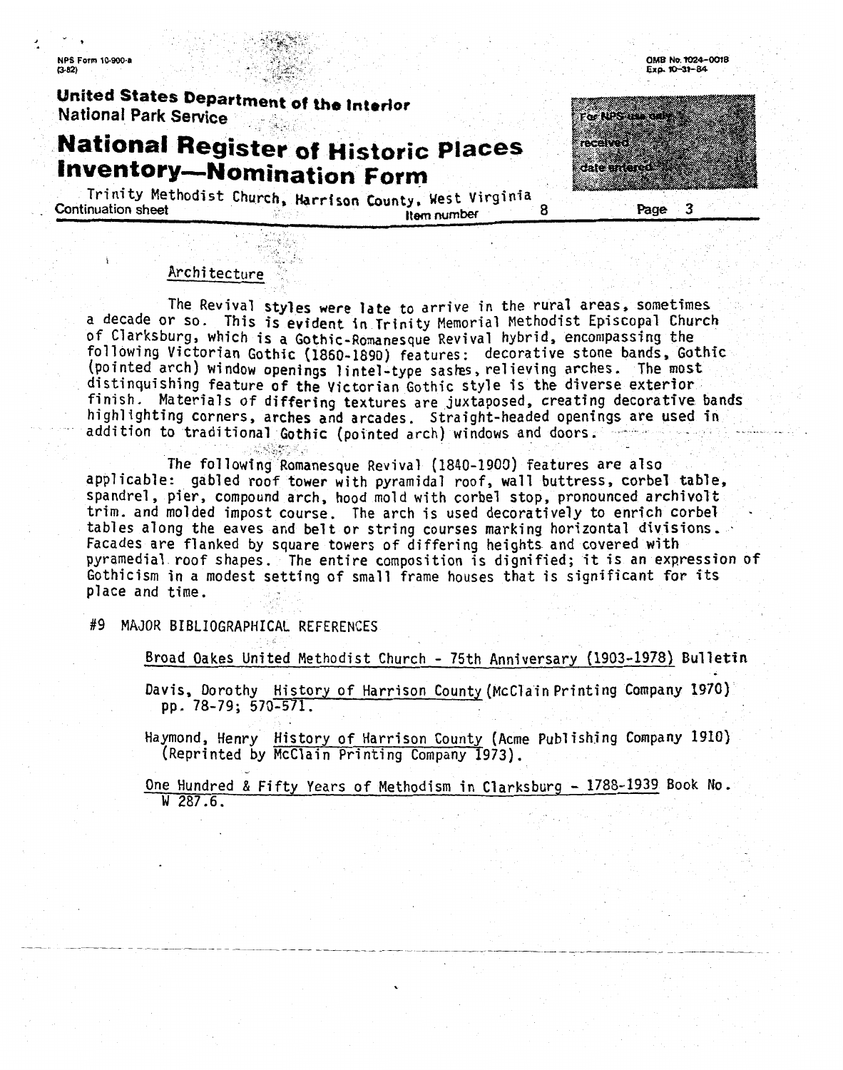United States Department of the Interior
National Park Service

# National Register of Historic Places Inventory—Nomination Form

Trinity Methodist Church, Harrison County, West Virginia
Continuation sheet — Item number 8 — Page 3

## Architecture

The Revival styles were late to arrive in the rural areas, sometimes a decade or so. This is evident in Trinity Memorial Methodist Episcopal Church of Clarksburg, which is a Gothic-Romanesque Revival hybrid, encompassing the following Victorian Gothic (1860-1890) features: decorative stone bands, Gothic (pointed arch) window openings lintel-type sashes, relieving arches. The most distinguishing feature of the Victorian Gothic style is the diverse exterior finish. Materials of differing textures are juxtaposed, creating decorative bands highlighting corners, arches and arcades. Straight-headed openings are used in addition to traditional Gothic (pointed arch) windows and doors.

The following Romanesque Revival (1840-1900) features are also applicable: gabled roof tower with pyramidal roof, wall buttress, corbel table, spandrel, pier, compound arch, hood mold with corbel stop, pronounced archivolt trim. and molded impost course. The arch is used decoratively to enrich corbel tables along the eaves and belt or string courses marking horizontal divisions. Facades are flanked by square towers of differing heights and covered with pyramedial roof shapes. The entire composition is dignified; it is an expression of Gothicism in a modest setting of small frame houses that is significant for its place and time.

## #9 MAJOR BIBLIOGRAPHICAL REFERENCES

Broad Oakes United Methodist Church - 75th Anniversary (1903-1978) Bulletin

Davis, Dorothy History of Harrison County (McClain Printing Company 1970) pp. 78-79; 570-571.

Haymond, Henry History of Harrison County (Acme Publishing Company 1910) (Reprinted by McClain Printing Company 1973).

One Hundred & Fifty Years of Methodism in Clarksburg - 1788-1939 Book No. W 287.6.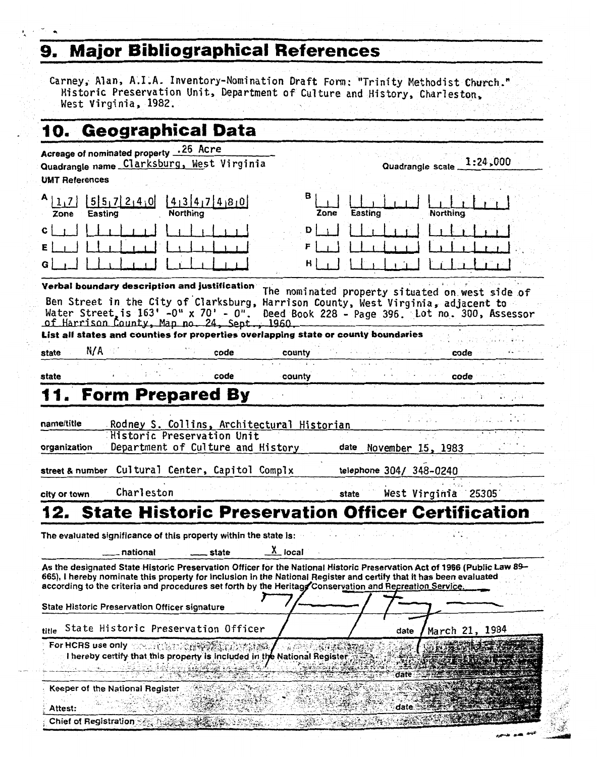## 9. Major Bibliographical References

Carney, Alan, A.I.A. Inventory-Nomination Draft Form: "Trinity Methodist Church." Historic Preservation Unit, Department of Culture and History, Charleston, West Virginia, 1982.

## 10. Geographical Data

Acreage of nominated property .26 Acre

Quadrangle name Clarksburg, West Virginia

Quadrangle scale 1:24,000

UMT References

| | Zone | Easting | Northing |
|---|---|---|---|
| A | 17 | 557240 | 4347480 |
| B | | | |
| C | | | |
| D | | | |
| E | | | |
| F | | | |
| G | | | |
| H | | | |

Verbal boundary description and justification: The nominated property situated on west side of Ben Street in the City of Clarksburg, Harrison County, West Virginia, adjacent to Water Street, is 163' -0" x 70' - 0". Deed Book 228 - Page 396. Lot no. 300, Assessor of Harrison County, Map no. 24, Sept., 1960.

List all states and counties for properties overlapping state or county boundaries

| state | code | county | code |
|---|---|---|---|
| N/A | | | |
| | | | |

## 11. Form Prepared By

name/title: Rodney S. Collins, Architectural Historian

organization: Historic Preservation Unit, Department of Culture and History

date: November 15, 1983

street & number: Cultural Center, Capitol Complx

telephone: 304/ 348-0240

city or town: Charleston

state: West Virginia 25305

## 12. State Historic Preservation Officer Certification

The evaluated significance of this property within the state is:

___ national ___ state X local

As the designated State Historic Preservation Officer for the National Historic Preservation Act of 1966 (Public Law 89–665), I hereby nominate this property for inclusion in the National Register and certify that it has been evaluated according to the criteria and procedures set forth by the Heritage Conservation and Recreation Service.

State Historic Preservation Officer signature

title: State Historic Preservation Officer

date: March 21, 1984

For HCRS use only

I hereby certify that this property is included in the National Register

date

Keeper of the National Register

Attest: date

Chief of Registration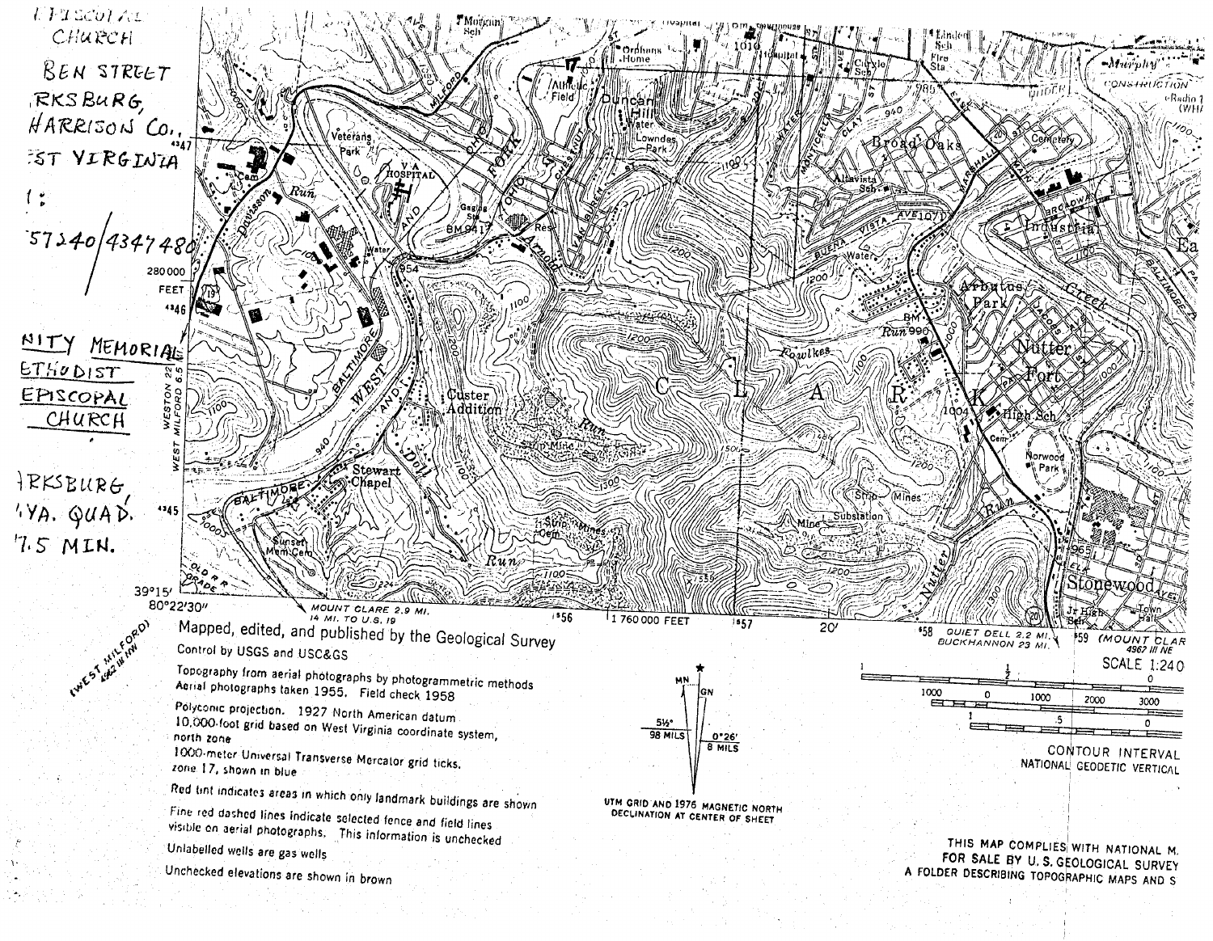EPISCOPAL CHURCH

BEN STREET
RKSBURG,
HARRISON CO.,
EST VIRGINIA

:
57240/4347480

NITY MEMORIAL
ETHODIST
EPISCOPAL
CHURCH

RKSBURG,
VA. QUAD.
7.5 MIN.

(WEST MILFORD)
4962 III NW

Mapped, edited, and published by the Geological Survey

Control by USGS and USC&GS

Topography from aerial photographs by photogrammetric methods
Aerial photographs taken 1955. Field check 1958

Polyconic projection. 1927 North American datum
10,000-foot grid based on West Virginia coordinate system, north zone
1000-meter Universal Transverse Mercator grid ticks, zone 17, shown in blue

Red tint indicates areas in which only landmark buildings are shown

Fine red dashed lines indicate selected fence and field lines visible on aerial photographs. This information is unchecked

Unlabelled wells are gas wells

Unchecked elevations are shown in brown

UTM GRID AND 1976 MAGNETIC NORTH DECLINATION AT CENTER OF SHEET

SCALE 1:240

CONTOUR INTERVAL
NATIONAL GEODETIC VERTICAL

THIS MAP COMPLIES WITH NATIONAL M.
FOR SALE BY U. S. GEOLOGICAL SURVEY
A FOLDER DESCRIBING TOPOGRAPHIC MAPS AND S